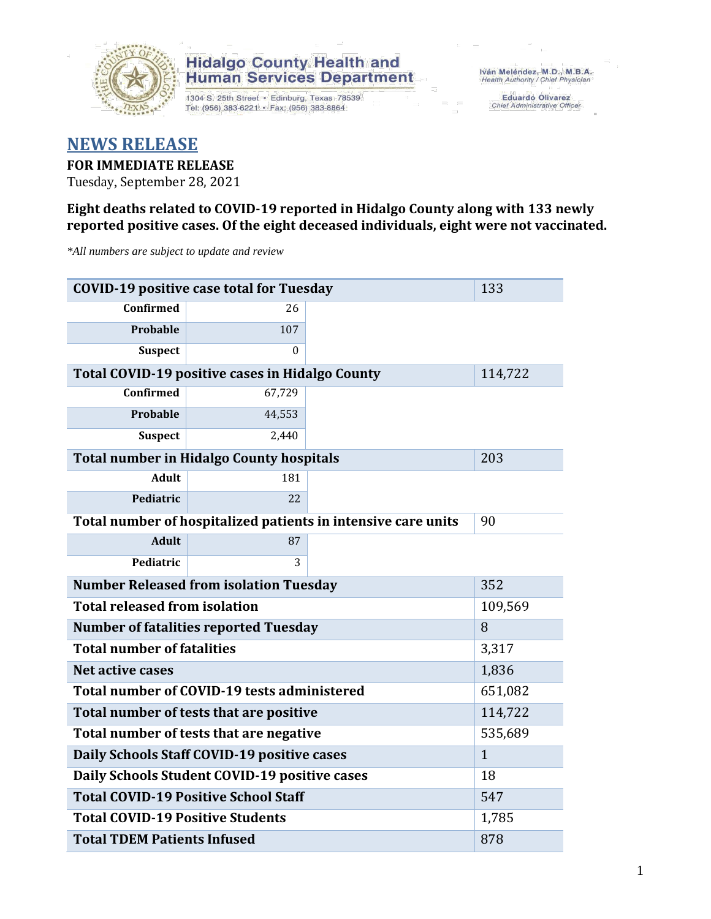Hidalgo County Health and Human Services Department

1304 S. 25th Street • Edinburg, Texas 78539
Tel: (956) 383-6221 • Fax: (956) 383-8864

Iván Meléndez, M.D., M.B.A.
Health Authority / Chief Physician

Eduardo Olivarez
Chief Administrative Officer

# NEWS RELEASE

**FOR IMMEDIATE RELEASE**
Tuesday, September 28, 2021

**Eight deaths related to COVID-19 reported in Hidalgo County along with 133 newly reported positive cases. Of the eight deceased individuals, eight were not vaccinated.**

*\*All numbers are subject to update and review*

| COVID-19 positive case total for Tuesday | | 133 |
|---|---|---|
| Confirmed | 26 | |
| Probable | 107 | |
| Suspect | 0 | |
| **Total COVID-19 positive cases in Hidalgo County** | | 114,722 |
| Confirmed | 67,729 | |
| Probable | 44,553 | |
| Suspect | 2,440 | |
| **Total number in Hidalgo County hospitals** | | 203 |
| Adult | 181 | |
| Pediatric | 22 | |
| **Total number of hospitalized patients in intensive care units** | | 90 |
| Adult | 87 | |
| Pediatric | 3 | |
| **Number Released from isolation Tuesday** | | 352 |
| **Total released from isolation** | | 109,569 |
| **Number of fatalities reported Tuesday** | | 8 |
| **Total number of fatalities** | | 3,317 |
| **Net active cases** | | 1,836 |
| **Total number of COVID-19 tests administered** | | 651,082 |
| **Total number of tests that are positive** | | 114,722 |
| **Total number of tests that are negative** | | 535,689 |
| **Daily Schools Staff COVID-19 positive cases** | | 1 |
| **Daily Schools Student COVID-19 positive cases** | | 18 |
| **Total COVID-19 Positive School Staff** | | 547 |
| **Total COVID-19 Positive Students** | | 1,785 |
| **Total TDEM Patients Infused** | | 878 |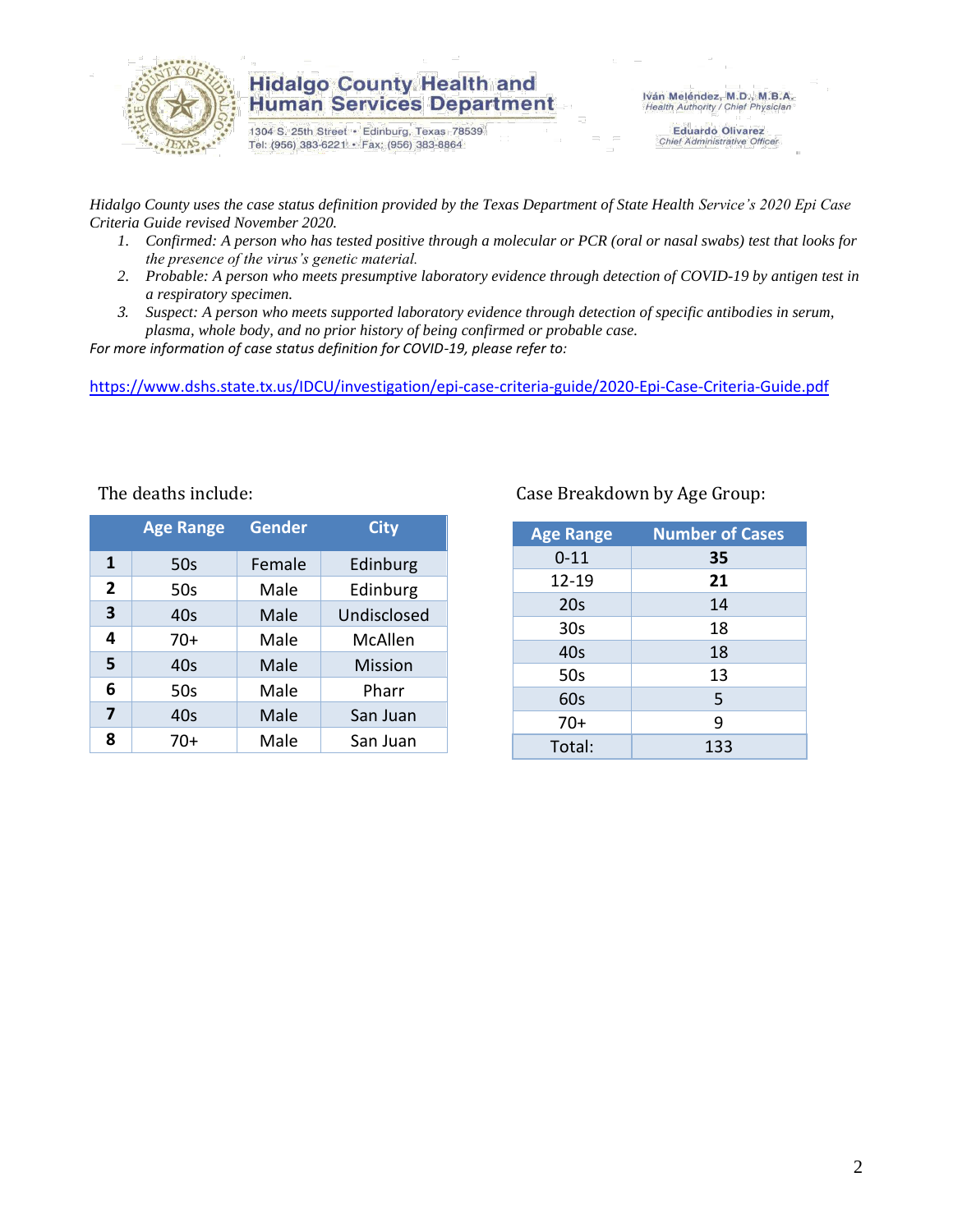**Hidalgo County Health and Human Services Department**
1304 S. 25th Street • Edinburg, Texas 78539
Tel: (956) 383-6221 • Fax: (956) 383-8864

Iván Meléndez, M.D., M.B.A.
*Health Authority / Chief Physician*

Eduardo Olivarez
*Chief Administrative Officer*

*Hidalgo County uses the case status definition provided by the Texas Department of State Health Service's 2020 Epi Case Criteria Guide revised November 2020.*

1. *Confirmed: A person who has tested positive through a molecular or PCR (oral or nasal swabs) test that looks for the presence of the virus's genetic material.*
2. *Probable: A person who meets presumptive laboratory evidence through detection of COVID-19 by antigen test in a respiratory specimen.*
3. *Suspect: A person who meets supported laboratory evidence through detection of specific antibodies in serum, plasma, whole body, and no prior history of being confirmed or probable case.*

*For more information of case status definition for COVID-19, please refer to:*

https://www.dshs.state.tx.us/IDCU/investigation/epi-case-criteria-guide/2020-Epi-Case-Criteria-Guide.pdf

The deaths include:

| | Age Range | Gender | City |
|---|---|---|---|
| **1** | 50s | Female | Edinburg |
| **2** | 50s | Male | Edinburg |
| **3** | 40s | Male | Undisclosed |
| **4** | 70+ | Male | McAllen |
| **5** | 40s | Male | Mission |
| **6** | 50s | Male | Pharr |
| **7** | 40s | Male | San Juan |
| **8** | 70+ | Male | San Juan |

Case Breakdown by Age Group:

| Age Range | Number of Cases |
|---|---|
| 0-11 | **35** |
| 12-19 | **21** |
| 20s | 14 |
| 30s | 18 |
| 40s | 18 |
| 50s | 13 |
| 60s | 5 |
| 70+ | 9 |
| Total: | 133 |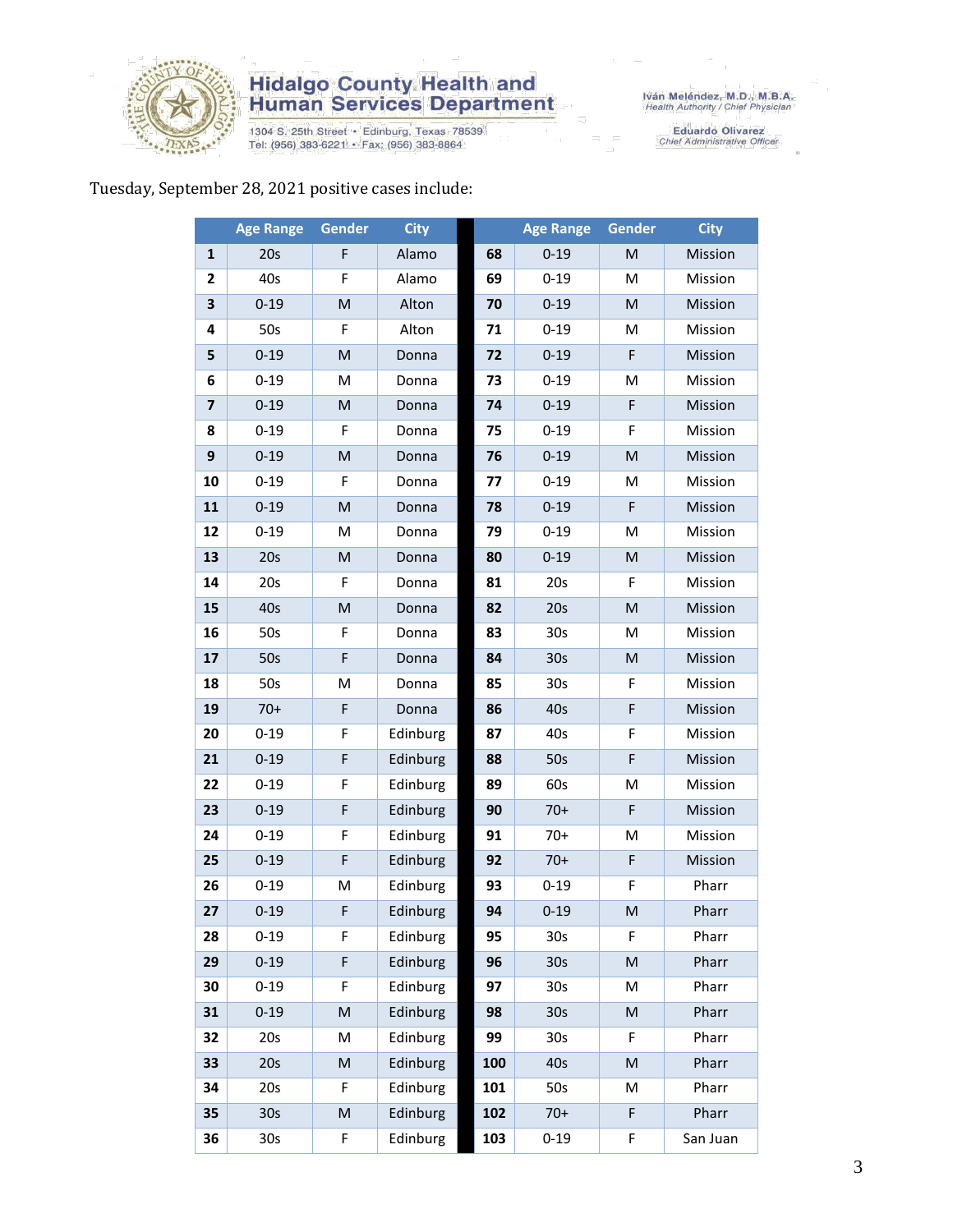Hidalgo County Health and Human Services Department
1304 S. 25th Street • Edinburg, Texas 78539
Tel: (956) 383-6221 • Fax: (956) 383-8864

Iván Meléndez, M.D., M.B.A.
Health Authority / Chief Physician

Eduardo Olivarez
Chief Administrative Officer

Tuesday, September 28, 2021 positive cases include:

| | Age Range | Gender | City | | Age Range | Gender | City |
|---|---|---|---|---|---|---|---|
| 1 | 20s | F | Alamo | 68 | 0-19 | M | Mission |
| 2 | 40s | F | Alamo | 69 | 0-19 | M | Mission |
| 3 | 0-19 | M | Alton | 70 | 0-19 | M | Mission |
| 4 | 50s | F | Alton | 71 | 0-19 | M | Mission |
| 5 | 0-19 | M | Donna | 72 | 0-19 | F | Mission |
| 6 | 0-19 | M | Donna | 73 | 0-19 | M | Mission |
| 7 | 0-19 | M | Donna | 74 | 0-19 | F | Mission |
| 8 | 0-19 | F | Donna | 75 | 0-19 | F | Mission |
| 9 | 0-19 | M | Donna | 76 | 0-19 | M | Mission |
| 10 | 0-19 | F | Donna | 77 | 0-19 | M | Mission |
| 11 | 0-19 | M | Donna | 78 | 0-19 | F | Mission |
| 12 | 0-19 | M | Donna | 79 | 0-19 | M | Mission |
| 13 | 20s | M | Donna | 80 | 0-19 | M | Mission |
| 14 | 20s | F | Donna | 81 | 20s | F | Mission |
| 15 | 40s | M | Donna | 82 | 20s | M | Mission |
| 16 | 50s | F | Donna | 83 | 30s | M | Mission |
| 17 | 50s | F | Donna | 84 | 30s | M | Mission |
| 18 | 50s | M | Donna | 85 | 30s | F | Mission |
| 19 | 70+ | F | Donna | 86 | 40s | F | Mission |
| 20 | 0-19 | F | Edinburg | 87 | 40s | F | Mission |
| 21 | 0-19 | F | Edinburg | 88 | 50s | F | Mission |
| 22 | 0-19 | F | Edinburg | 89 | 60s | M | Mission |
| 23 | 0-19 | F | Edinburg | 90 | 70+ | F | Mission |
| 24 | 0-19 | F | Edinburg | 91 | 70+ | M | Mission |
| 25 | 0-19 | F | Edinburg | 92 | 70+ | F | Mission |
| 26 | 0-19 | M | Edinburg | 93 | 0-19 | F | Pharr |
| 27 | 0-19 | F | Edinburg | 94 | 0-19 | M | Pharr |
| 28 | 0-19 | F | Edinburg | 95 | 30s | F | Pharr |
| 29 | 0-19 | F | Edinburg | 96 | 30s | M | Pharr |
| 30 | 0-19 | F | Edinburg | 97 | 30s | M | Pharr |
| 31 | 0-19 | M | Edinburg | 98 | 30s | M | Pharr |
| 32 | 20s | M | Edinburg | 99 | 30s | F | Pharr |
| 33 | 20s | M | Edinburg | 100 | 40s | M | Pharr |
| 34 | 20s | F | Edinburg | 101 | 50s | M | Pharr |
| 35 | 30s | M | Edinburg | 102 | 70+ | F | Pharr |
| 36 | 30s | F | Edinburg | 103 | 0-19 | F | San Juan |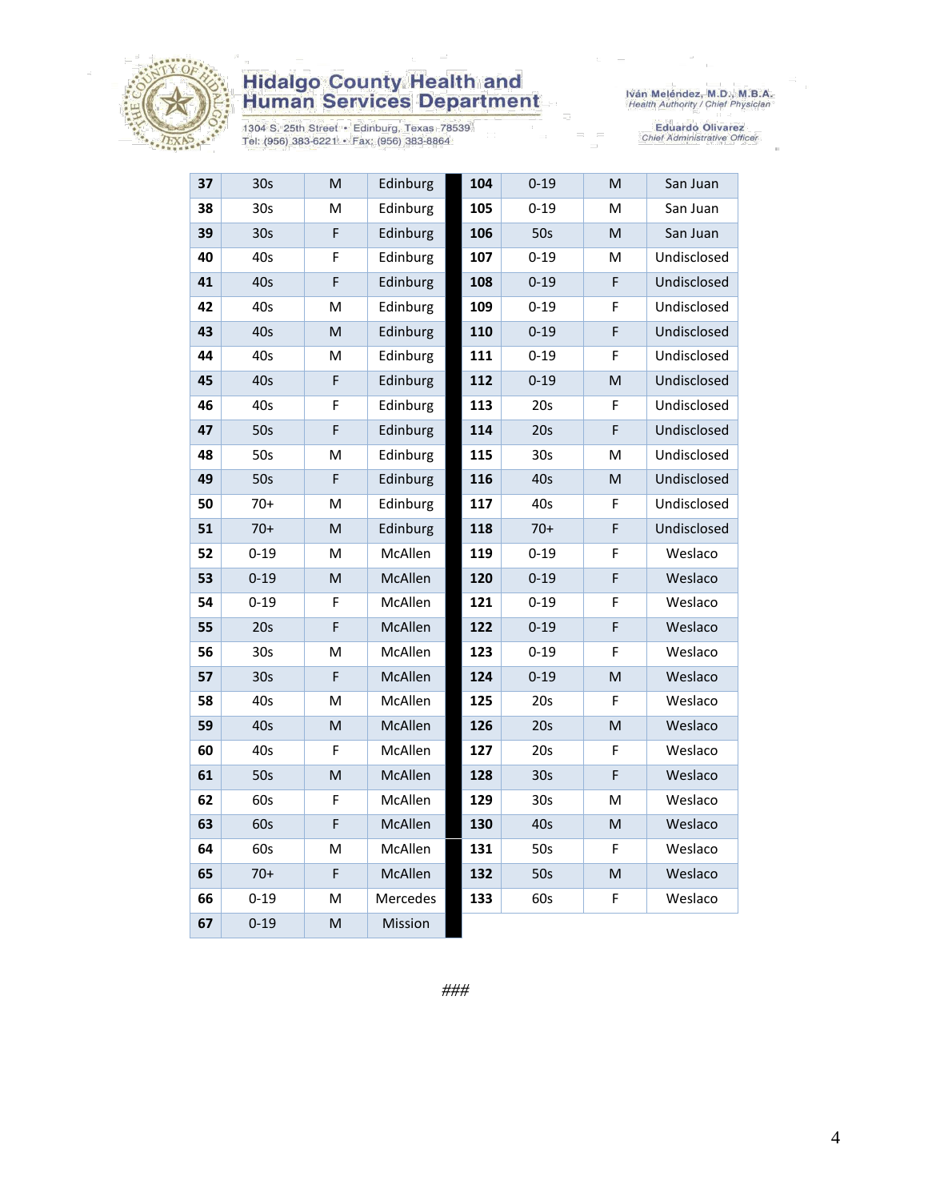# Hidalgo County Health and Human Services Department

1304 S. 25th Street • Edinburg, Texas 78539
Tel: (956) 383-6221 • Fax: (956) 383-8864

Iván Meléndez, M.D., M.B.A.
*Health Authority / Chief Physician*

Eduardo Olivarez
*Chief Administrative Officer*

| | | | | | | | |
|---|---|---|---|---|---|---|---|
| **37** | 30s | M | Edinburg | **104** | 0-19 | M | San Juan |
| **38** | 30s | M | Edinburg | **105** | 0-19 | M | San Juan |
| **39** | 30s | F | Edinburg | **106** | 50s | M | San Juan |
| **40** | 40s | F | Edinburg | **107** | 0-19 | M | Undisclosed |
| **41** | 40s | F | Edinburg | **108** | 0-19 | F | Undisclosed |
| **42** | 40s | M | Edinburg | **109** | 0-19 | F | Undisclosed |
| **43** | 40s | M | Edinburg | **110** | 0-19 | F | Undisclosed |
| **44** | 40s | M | Edinburg | **111** | 0-19 | F | Undisclosed |
| **45** | 40s | F | Edinburg | **112** | 0-19 | M | Undisclosed |
| **46** | 40s | F | Edinburg | **113** | 20s | F | Undisclosed |
| **47** | 50s | F | Edinburg | **114** | 20s | F | Undisclosed |
| **48** | 50s | M | Edinburg | **115** | 30s | M | Undisclosed |
| **49** | 50s | F | Edinburg | **116** | 40s | M | Undisclosed |
| **50** | 70+ | M | Edinburg | **117** | 40s | F | Undisclosed |
| **51** | 70+ | M | Edinburg | **118** | 70+ | F | Undisclosed |
| **52** | 0-19 | M | McAllen | **119** | 0-19 | F | Weslaco |
| **53** | 0-19 | M | McAllen | **120** | 0-19 | F | Weslaco |
| **54** | 0-19 | F | McAllen | **121** | 0-19 | F | Weslaco |
| **55** | 20s | F | McAllen | **122** | 0-19 | F | Weslaco |
| **56** | 30s | M | McAllen | **123** | 0-19 | F | Weslaco |
| **57** | 30s | F | McAllen | **124** | 0-19 | M | Weslaco |
| **58** | 40s | M | McAllen | **125** | 20s | F | Weslaco |
| **59** | 40s | M | McAllen | **126** | 20s | M | Weslaco |
| **60** | 40s | F | McAllen | **127** | 20s | F | Weslaco |
| **61** | 50s | M | McAllen | **128** | 30s | F | Weslaco |
| **62** | 60s | F | McAllen | **129** | 30s | M | Weslaco |
| **63** | 60s | F | McAllen | **130** | 40s | M | Weslaco |
| **64** | 60s | M | McAllen | **131** | 50s | F | Weslaco |
| **65** | 70+ | F | McAllen | **132** | 50s | M | Weslaco |
| **66** | 0-19 | M | Mercedes | **133** | 60s | F | Weslaco |
| **67** | 0-19 | M | Mission | | | | |

###